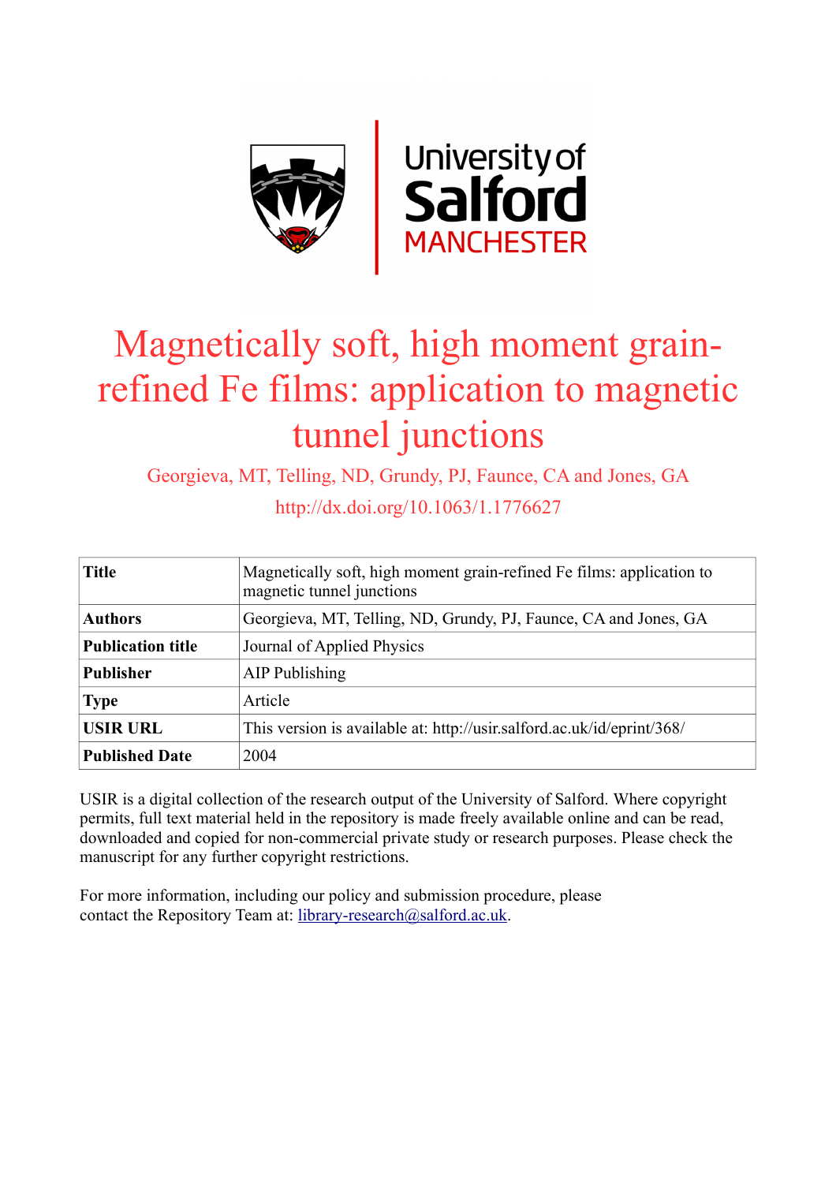# Magnetically soft, high moment grain-refined Fe films: application to magnetic tunnel junctions

Georgieva, MT, Telling, ND, Grundy, PJ, Faunce, CA and Jones, GA

http://dx.doi.org/10.1063/1.1776627

| | |
|---|---|
| **Title** | Magnetically soft, high moment grain-refined Fe films: application to magnetic tunnel junctions |
| **Authors** | Georgieva, MT, Telling, ND, Grundy, PJ, Faunce, CA and Jones, GA |
| **Publication title** | Journal of Applied Physics |
| **Publisher** | AIP Publishing |
| **Type** | Article |
| **USIR URL** | This version is available at: http://usir.salford.ac.uk/id/eprint/368/ |
| **Published Date** | 2004 |

USIR is a digital collection of the research output of the University of Salford. Where copyright permits, full text material held in the repository is made freely available online and can be read, downloaded and copied for non-commercial private study or research purposes. Please check the manuscript for any further copyright restrictions.

For more information, including our policy and submission procedure, please contact the Repository Team at: library-research@salford.ac.uk.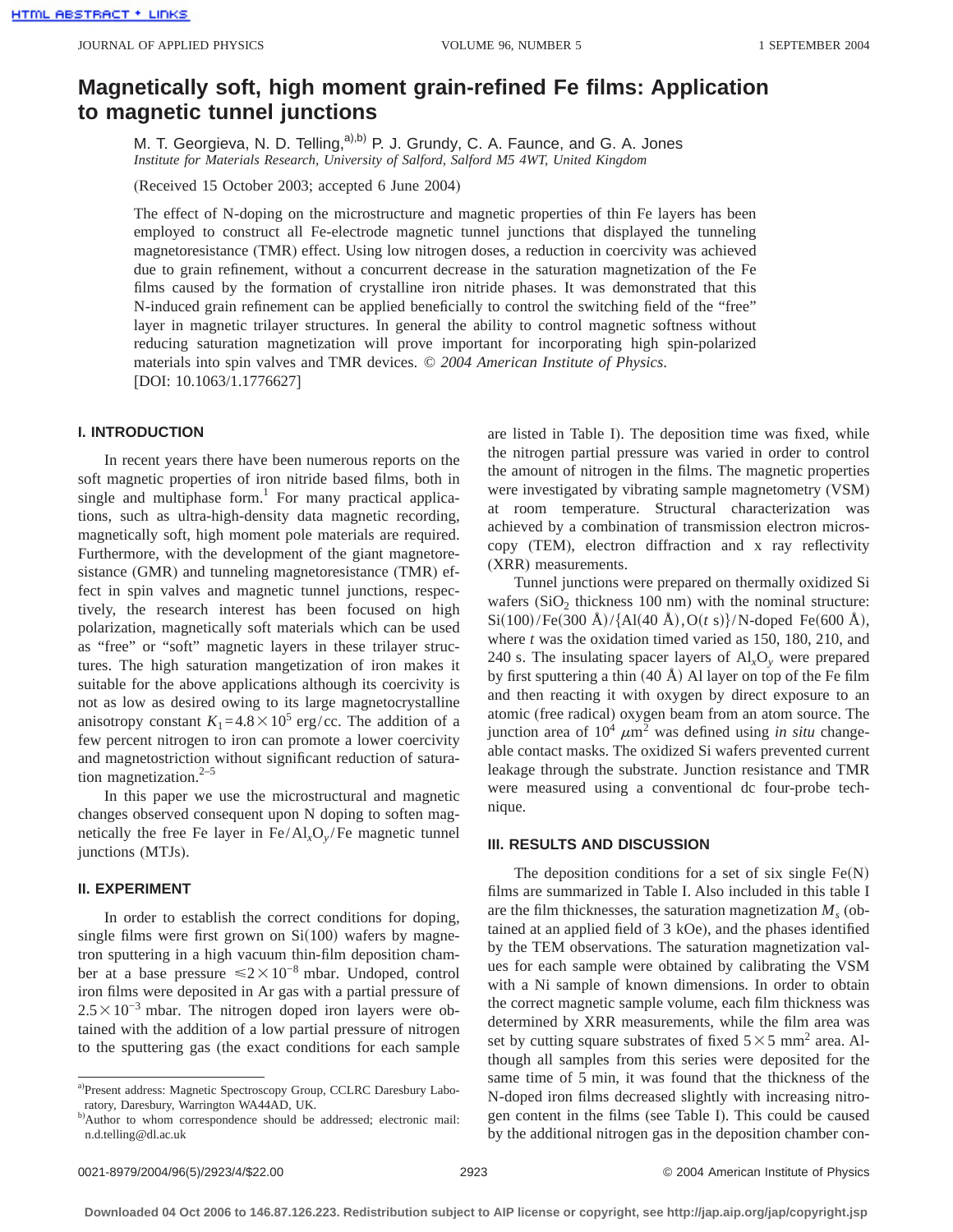# Magnetically soft, high moment grain-refined Fe films: Application to magnetic tunnel junctions

M. T. Georgieva, N. D. Telling,[a),b)] P. J. Grundy, C. A. Faunce, and G. A. Jones
*Institute for Materials Research, University of Salford, Salford M5 4WT, United Kingdom*

(Received 15 October 2003; accepted 6 June 2004)

The effect of N-doping on the microstructure and magnetic properties of thin Fe layers has been employed to construct all Fe-electrode magnetic tunnel junctions that displayed the tunneling magnetoresistance (TMR) effect. Using low nitrogen doses, a reduction in coercivity was achieved due to grain refinement, without a concurrent decrease in the saturation magnetization of the Fe films caused by the formation of crystalline iron nitride phases. It was demonstrated that this N-induced grain refinement can be applied beneficially to control the switching field of the "free" layer in magnetic trilayer structures. In general the ability to control magnetic softness without reducing saturation magnetization will prove important for incorporating high spin-polarized materials into spin valves and TMR devices. © *2004 American Institute of Physics*. [DOI: 10.1063/1.1776627]

## I. INTRODUCTION

In recent years there have been numerous reports on the soft magnetic properties of iron nitride based films, both in single and multiphase form.[1] For many practical applications, such as ultra-high-density data magnetic recording, magnetically soft, high moment pole materials are required. Furthermore, with the development of the giant magnetoresistance (GMR) and tunneling magnetoresistance (TMR) effect in spin valves and magnetic tunnel junctions, respectively, the research interest has been focused on high polarization, magnetically soft materials which can be used as "free" or "soft" magnetic layers in these trilayer structures. The high saturation mangetization of iron makes it suitable for the above applications although its coercivity is not as low as desired owing to its large magnetocrystalline anisotropy constant $K_1 = 4.8 \times 10^5$ erg/cc. The addition of a few percent nitrogen to iron can promote a lower coercivity and magnetostriction without significant reduction of saturation magnetization.[2–5]

In this paper we use the microstructural and magnetic changes observed consequent upon N doping to soften magnetically the free Fe layer in Fe/$Al_xO_y$/Fe magnetic tunnel junctions (MTJs).

## II. EXPERIMENT

In order to establish the correct conditions for doping, single films were first grown on Si(100) wafers by magnetron sputtering in a high vacuum thin-film deposition chamber at a base pressure $\leqslant 2 \times 10^{-8}$ mbar. Undoped, control iron films were deposited in Ar gas with a partial pressure of $2.5 \times 10^{-3}$ mbar. The nitrogen doped iron layers were obtained with the addition of a low partial pressure of nitrogen to the sputtering gas (the exact conditions for each sample are listed in Table I). The deposition time was fixed, while the nitrogen partial pressure was varied in order to control the amount of nitrogen in the films. The magnetic properties were investigated by vibrating sample magnetometry (VSM) at room temperature. Structural characterization was achieved by a combination of transmission electron microscopy (TEM), electron diffraction and x ray reflectivity (XRR) measurements.

Tunnel junctions were prepared on thermally oxidized Si wafers ($SiO_2$ thickness 100 nm) with the nominal structure: Si(100)/Fe(300 Å)/{Al(40 Å), O($t$ s)}/N-doped Fe(600 Å), where $t$ was the oxidation timed varied as 150, 180, 210, and 240 s. The insulating spacer layers of $Al_xO_y$ were prepared by first sputtering a thin (40 Å) Al layer on top of the Fe film and then reacting it with oxygen by direct exposure to an atomic (free radical) oxygen beam from an atom source. The junction area of $10^4$ $\mu m^2$ was defined using *in situ* changeable contact masks. The oxidized Si wafers prevented current leakage through the substrate. Junction resistance and TMR were measured using a conventional dc four-probe technique.

## III. RESULTS AND DISCUSSION

The deposition conditions for a set of six single Fe(N) films are summarized in Table I. Also included in this table I are the film thicknesses, the saturation magnetization $M_s$ (obtained at an applied field of 3 kOe), and the phases identified by the TEM observations. The saturation magnetization values for each sample were obtained by calibrating the VSM with a Ni sample of known dimensions. In order to obtain the correct magnetic sample volume, each film thickness was determined by XRR measurements, while the film area was set by cutting square substrates of fixed 5×5 mm² area. Although all samples from this series were deposited for the same time of 5 min, it was found that the thickness of the N-doped iron films decreased slightly with increasing nitrogen content in the films (see Table I). This could be caused by the additional nitrogen gas in the deposition chamber con-

[a)]Present address: Magnetic Spectroscopy Group, CCLRC Daresbury Laboratory, Daresbury, Warrington WA44AD, UK.

[b)]Author to whom correspondence should be addressed; electronic mail: n.d.telling@dl.ac.uk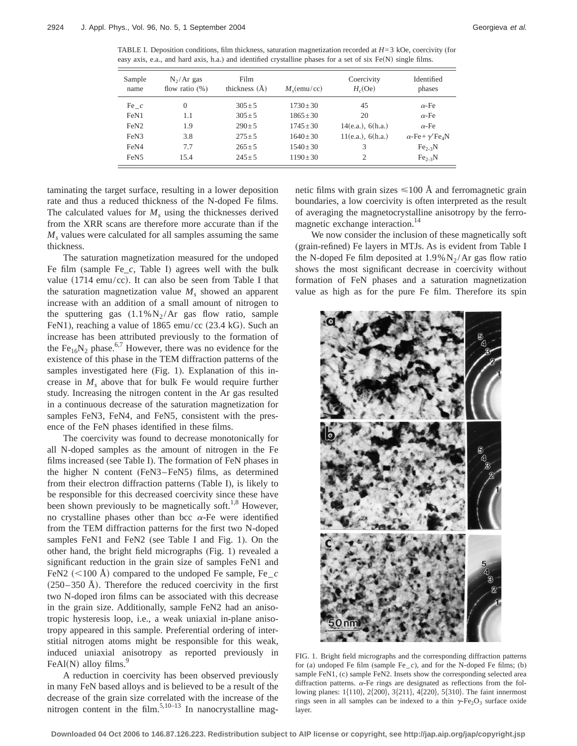TABLE I. Deposition conditions, film thickness, saturation magnetization recorded at $H=3$ kOe, coercivity (for easy axis, e.a., and hard axis, h.a.) and identified crystalline phases for a set of six Fe(N) single films.

| Sample name | $N_2$/Ar gas flow ratio (%) | Film thickness (Å) | $M_s$(emu/cc) | Coercivity $H_c$(Oe) | Identified phases |
|---|---|---|---|---|---|
| Fe_c | 0 | $305\pm5$ | $1730\pm30$ | 45 | α-Fe |
| FeN1 | 1.1 | $305\pm5$ | $1865\pm30$ | 20 | α-Fe |
| FeN2 | 1.9 | $290\pm5$ | $1745\pm30$ | 14(e.a.), 6(h.a.) | α-Fe |
| FeN3 | 3.8 | $275\pm5$ | $1640\pm30$ | 11(e.a.), 6(h.a.) | α-Fe+$\gamma'Fe_4N$ |
| FeN4 | 7.7 | $265\pm5$ | $1540\pm30$ | 3 | $Fe_{2-3}N$ |
| FeN5 | 15.4 | $245\pm5$ | $1190\pm30$ | 2 | $Fe_{2-3}N$ |

taminating the target surface, resulting in a lower deposition rate and thus a reduced thickness of the N-doped Fe films. The calculated values for $M_s$ using the thicknesses derived from the XRR scans are therefore more accurate than if the $M_s$ values were calculated for all samples assuming the same thickness.

The saturation magnetization measured for the undoped Fe film (sample Fe_c, Table I) agrees well with the bulk value (1714 emu/cc). It can also be seen from Table I that the saturation magnetization value $M_s$ showed an apparent increase with an addition of a small amount of nitrogen to the sputtering gas (1.1% $N_2$/Ar gas flow ratio, sample FeN1), reaching a value of 1865 emu/cc (23.4 kG). Such an increase has been attributed previously to the formation of the $Fe_{16}N_2$ phase.[6,7] However, there was no evidence for the existence of this phase in the TEM diffraction patterns of the samples investigated here (Fig. 1). Explanation of this increase in $M_s$ above that for bulk Fe would require further study. Increasing the nitrogen content in the Ar gas resulted in a continuous decrease of the saturation magnetization for samples FeN3, FeN4, and FeN5, consistent with the presence of the FeN phases identified in these films.

The coercivity was found to decrease monotonically for all N-doped samples as the amount of nitrogen in the Fe films increased (see Table I). The formation of FeN phases in the higher N content (FeN3–FeN5) films, as determined from their electron diffraction patterns (Table I), is likely to be responsible for this decreased coercivity since these have been shown previously to be magnetically soft.[1,8] However, no crystalline phases other than bcc α-Fe were identified from the TEM diffraction patterns for the first two N-doped samples FeN1 and FeN2 (see Table I and Fig. 1). On the other hand, the bright field micrographs (Fig. 1) revealed a significant reduction in the grain size of samples FeN1 and FeN2 (<100 Å) compared to the undoped Fe sample, Fe_c (250–350 Å). Therefore the reduced coercivity in the first two N-doped iron films can be associated with this decrease in the grain size. Additionally, sample FeN2 had an anisotropic hysteresis loop, i.e., a weak uniaxial in-plane anisotropy appeared in this sample. Preferential ordering of interstitial nitrogen atoms might be responsible for this weak, induced uniaxial anisotropy as reported previously in FeAl(N) alloy films.[9]

A reduction in coercivity has been observed previously in many FeN based alloys and is believed to be a result of the decrease of the grain size correlated with the increase of the nitrogen content in the film.[5,10–13] In nanocrystalline magnetic films with grain sizes ≤100 Å and ferromagnetic grain boundaries, a low coercivity is often interpreted as the result of averaging the magnetocrystalline anisotropy by the ferromagnetic exchange interaction.[14]

We now consider the inclusion of these magnetically soft (grain-refined) Fe layers in MTJs. As is evident from Table I the N-doped Fe film deposited at 1.9% $N_2$/Ar gas flow ratio shows the most significant decrease in coercivity without formation of FeN phases and a saturation magnetization value as high as for the pure Fe film. Therefore its spin

FIG. 1. Bright field micrographs and the corresponding diffraction patterns for (a) undoped Fe film (sample Fe_c), and for the N-doped Fe films; (b) sample FeN1, (c) sample FeN2. Insets show the corresponding selected area diffraction patterns. α-Fe rings are designated as reflections from the following planes: 1{110}, 2{200}, 3{211}, 4{220}, 5{310}. The faint innermost rings seen in all samples can be indexed to a thin $\gamma$-$Fe_2O_3$ surface oxide layer.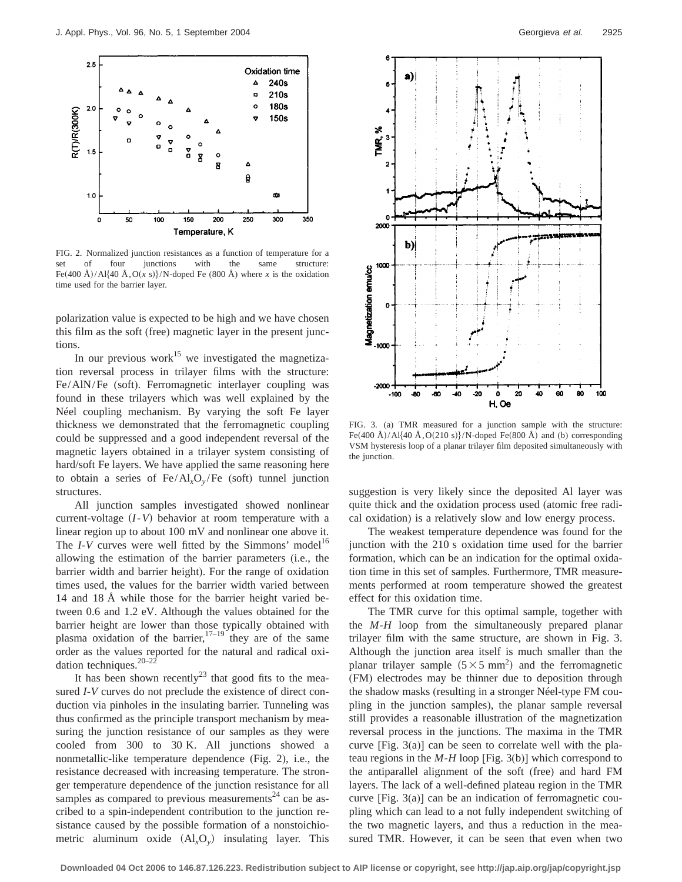FIG. 2. Normalized junction resistances as a function of temperature for a set of four junctions with the same structure: Fe(400 Å)/Al{40 Å,O($x$ s)}/N-doped Fe (800 Å) where $x$ is the oxidation time used for the barrier layer.

polarization value is expected to be high and we have chosen this film as the soft (free) magnetic layer in the present junctions.

In our previous work[15] we investigated the magnetization reversal process in trilayer films with the structure: Fe/AlN/Fe (soft). Ferromagnetic interlayer coupling was found in these trilayers which was well explained by the Néel coupling mechanism. By varying the soft Fe layer thickness we demonstrated that the ferromagnetic coupling could be suppressed and a good independent reversal of the magnetic layers obtained in a trilayer system consisting of hard/soft Fe layers. We have applied the same reasoning here to obtain a series of Fe/$Al_xO_y$/Fe (soft) tunnel junction structures.

All junction samples investigated showed nonlinear current-voltage ($I$-$V$) behavior at room temperature with a linear region up to about 100 mV and nonlinear one above it. The $I$-$V$ curves were well fitted by the Simmons' model[16] allowing the estimation of the barrier parameters (i.e., the barrier width and barrier height). For the range of oxidation times used, the values for the barrier width varied between 14 and 18 Å while those for the barrier height varied between 0.6 and 1.2 eV. Although the values obtained for the barrier height are lower than those typically obtained with plasma oxidation of the barrier,[17–19] they are of the same order as the values reported for the natural and radical oxidation techniques.[20–22]

It has been shown recently[23] that good fits to the measured $I$-$V$ curves do not preclude the existence of direct conduction via pinholes in the insulating barrier. Tunneling was thus confirmed as the principle transport mechanism by measuring the junction resistance of our samples as they were cooled from 300 to 30 K. All junctions showed a nonmetallic-like temperature dependence (Fig. 2), i.e., the resistance decreased with increasing temperature. The stronger temperature dependence of the junction resistance for all samples as compared to previous measurements[24] can be ascribed to a spin-independent contribution to the junction resistance caused by the possible formation of a nonstoichiometric aluminum oxide ($Al_xO_y$) insulating layer. This suggestion is very likely since the deposited Al layer was quite thick and the oxidation process used (atomic free radical oxidation) is a relatively slow and low energy process.

The weakest temperature dependence was found for the junction with the 210 s oxidation time used for the barrier formation, which can be an indication for the optimal oxidation time in this set of samples. Furthermore, TMR measurements performed at room temperature showed the greatest effect for this oxidation time.

FIG. 3. (a) TMR measured for a junction sample with the structure: Fe(400 Å)/Al{40 Å,O(210 s)}/N-doped Fe(800 Å) and (b) corresponding VSM hysteresis loop of a planar trilayer film deposited simultaneously with the junction.

The TMR curve for this optimal sample, together with the $M$-$H$ loop from the simultaneously prepared planar trilayer film with the same structure, are shown in Fig. 3. Although the junction area itself is much smaller than the planar trilayer sample ($5\times5$ mm$^2$) and the ferromagnetic (FM) electrodes may be thinner due to deposition through the shadow masks (resulting in a stronger Néel-type FM coupling in the junction samples), the planar sample reversal still provides a reasonable illustration of the magnetization reversal process in the junctions. The maxima in the TMR curve [Fig. 3(a)] can be seen to correlate well with the plateau regions in the $M$-$H$ loop [Fig. 3(b)] which correspond to the antiparallel alignment of the soft (free) and hard FM layers. The lack of a well-defined plateau region in the TMR curve [Fig. 3(a)] can be an indication of ferromagnetic coupling which can lead to a not fully independent switching of the two magnetic layers, and thus a reduction in the measured TMR. However, it can be seen that even when two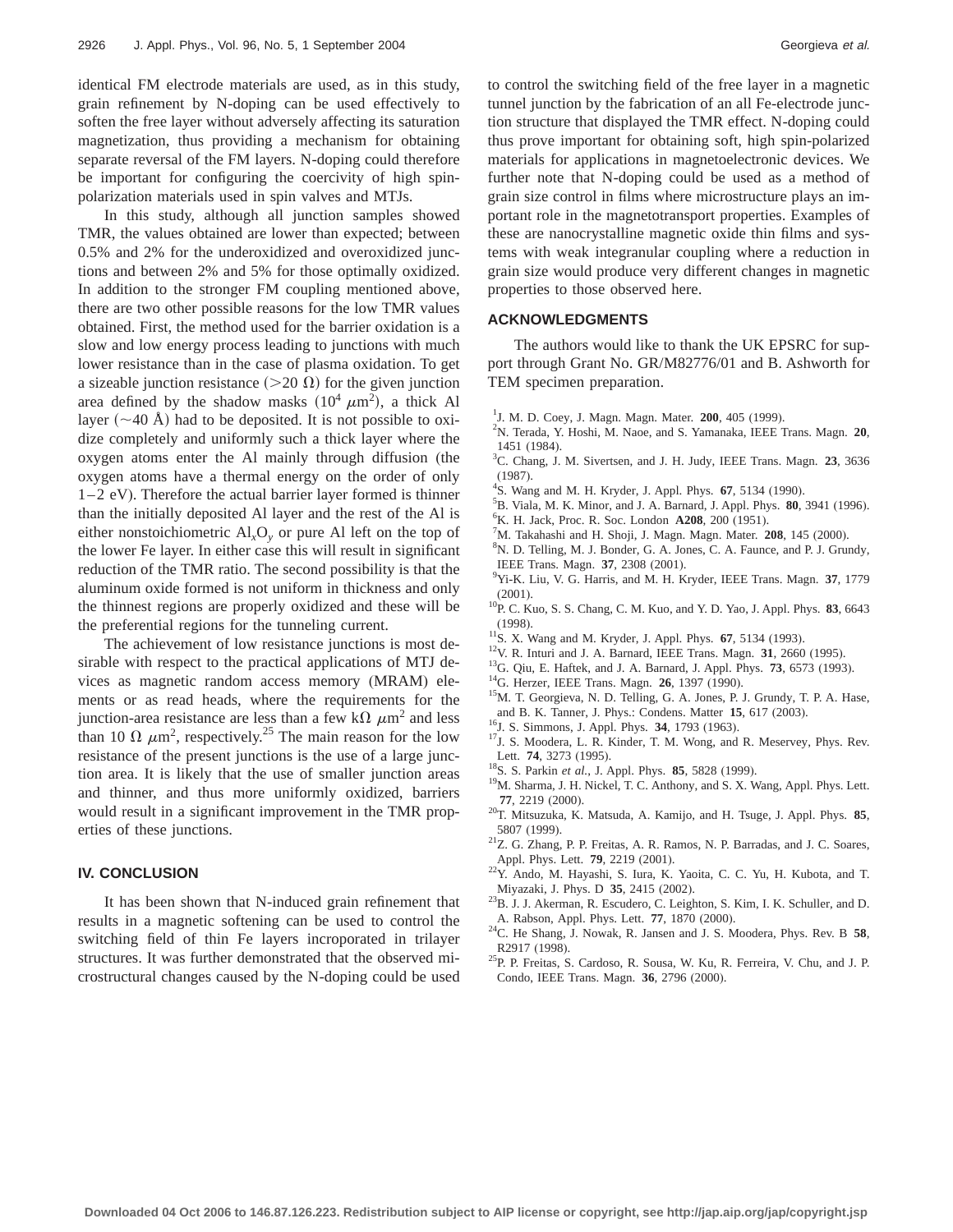identical FM electrode materials are used, as in this study, grain refinement by N-doping can be used effectively to soften the free layer without adversely affecting its saturation magnetization, thus providing a mechanism for obtaining separate reversal of the FM layers. N-doping could therefore be important for configuring the coercivity of high spin-polarization materials used in spin valves and MTJs.

In this study, although all junction samples showed TMR, the values obtained are lower than expected; between 0.5% and 2% for the underoxidized and overoxidized junctions and between 2% and 5% for those optimally oxidized. In addition to the stronger FM coupling mentioned above, there are two other possible reasons for the low TMR values obtained. First, the method used for the barrier oxidation is a slow and low energy process leading to junctions with much lower resistance than in the case of plasma oxidation. To get a sizeable junction resistance ($>20\ \Omega$) for the given junction area defined by the shadow masks ($10^4\ \mu\text{m}^2$), a thick Al layer ($\sim 40$ Å) had to be deposited. It is not possible to oxidize completely and uniformly such a thick layer where the oxygen atoms enter the Al mainly through diffusion (the oxygen atoms have a thermal energy on the order of only 1–2 eV). Therefore the actual barrier layer formed is thinner than the initially deposited Al layer and the rest of the Al is either nonstoichiometric $Al_xO_y$ or pure Al left on the top of the lower Fe layer. In either case this will result in significant reduction of the TMR ratio. The second possibility is that the aluminum oxide formed is not uniform in thickness and only the thinnest regions are properly oxidized and these will be the preferential regions for the tunneling current.

The achievement of low resistance junctions is most desirable with respect to the practical applications of MTJ devices as magnetic random access memory (MRAM) elements or as read heads, where the requirements for the junction-area resistance are less than a few k$\Omega\ \mu\text{m}^2$ and less than 10 $\Omega\ \mu\text{m}^2$, respectively.[25] The main reason for the low resistance of the present junctions is the use of a large junction area. It is likely that the use of smaller junction areas and thinner, and thus more uniformly oxidized, barriers would result in a significant improvement in the TMR properties of these junctions.

## IV. CONCLUSION

It has been shown that N-induced grain refinement that results in a magnetic softening can be used to control the switching field of thin Fe layers incroporated in trilayer structures. It was further demonstrated that the observed microstructural changes caused by the N-doping could be used to control the switching field of the free layer in a magnetic tunnel junction by the fabrication of an all Fe-electrode junction structure that displayed the TMR effect. N-doping could thus prove important for obtaining soft, high spin-polarized materials for applications in magnetoelectronic devices. We further note that N-doping could be used as a method of grain size control in films where microstructure plays an important role in the magnetotransport properties. Examples of these are nanocrystalline magnetic oxide thin films and systems with weak integranular coupling where a reduction in grain size would produce very different changes in magnetic properties to those observed here.

## ACKNOWLEDGMENTS

The authors would like to thank the UK EPSRC for support through Grant No. GR/M82776/01 and B. Ashworth for TEM specimen preparation.

[1] J. M. D. Coey, J. Magn. Magn. Mater. **200**, 405 (1999).
[2] N. Terada, Y. Hoshi, M. Naoe, and S. Yamanaka, IEEE Trans. Magn. **20**, 1451 (1984).
[3] C. Chang, J. M. Sivertsen, and J. H. Judy, IEEE Trans. Magn. **23**, 3636 (1987).
[4] S. Wang and M. H. Kryder, J. Appl. Phys. **67**, 5134 (1990).
[5] B. Viala, M. K. Minor, and J. A. Barnard, J. Appl. Phys. **80**, 3941 (1996).
[6] K. H. Jack, Proc. R. Soc. London **A208**, 200 (1951).
[7] M. Takahashi and H. Shoji, J. Magn. Magn. Mater. **208**, 145 (2000).
[8] N. D. Telling, M. J. Bonder, G. A. Jones, C. A. Faunce, and P. J. Grundy, IEEE Trans. Magn. **37**, 2308 (2001).
[9] Yi-K. Liu, V. G. Harris, and M. H. Kryder, IEEE Trans. Magn. **37**, 1779 (2001).
[10] P. C. Kuo, S. S. Chang, C. M. Kuo, and Y. D. Yao, J. Appl. Phys. **83**, 6643 (1998).
[11] S. X. Wang and M. Kryder, J. Appl. Phys. **67**, 5134 (1993).
[12] V. R. Inturi and J. A. Barnard, IEEE Trans. Magn. **31**, 2660 (1995).
[13] G. Qiu, E. Haftek, and J. A. Barnard, J. Appl. Phys. **73**, 6573 (1993).
[14] G. Herzer, IEEE Trans. Magn. **26**, 1397 (1990).
[15] M. T. Georgieva, N. D. Telling, G. A. Jones, P. J. Grundy, T. P. A. Hase, and B. K. Tanner, J. Phys.: Condens. Matter **15**, 617 (2003).
[16] J. S. Simmons, J. Appl. Phys. **34**, 1793 (1963).
[17] J. S. Moodera, L. R. Kinder, T. M. Wong, and R. Meservey, Phys. Rev. Lett. **74**, 3273 (1995).
[18] S. S. Parkin *et al.*, J. Appl. Phys. **85**, 5828 (1999).
[19] M. Sharma, J. H. Nickel, T. C. Anthony, and S. X. Wang, Appl. Phys. Lett. **77**, 2219 (2000).
[20] T. Mitsuzuka, K. Matsuda, A. Kamijo, and H. Tsuge, J. Appl. Phys. **85**, 5807 (1999).
[21] Z. G. Zhang, P. P. Freitas, A. R. Ramos, N. P. Barradas, and J. C. Soares, Appl. Phys. Lett. **79**, 2219 (2001).
[22] Y. Ando, M. Hayashi, S. Iura, K. Yaoita, C. C. Yu, H. Kubota, and T. Miyazaki, J. Phys. D **35**, 2415 (2002).
[23] B. J. J. Akerman, R. Escudero, C. Leighton, S. Kim, I. K. Schuller, and D. A. Rabson, Appl. Phys. Lett. **77**, 1870 (2000).
[24] C. He Shang, J. Nowak, R. Jansen and J. S. Moodera, Phys. Rev. B **58**, R2917 (1998).
[25] P. P. Freitas, S. Cardoso, R. Sousa, W. Ku, R. Ferreira, V. Chu, and J. P. Condo, IEEE Trans. Magn. **36**, 2796 (2000).